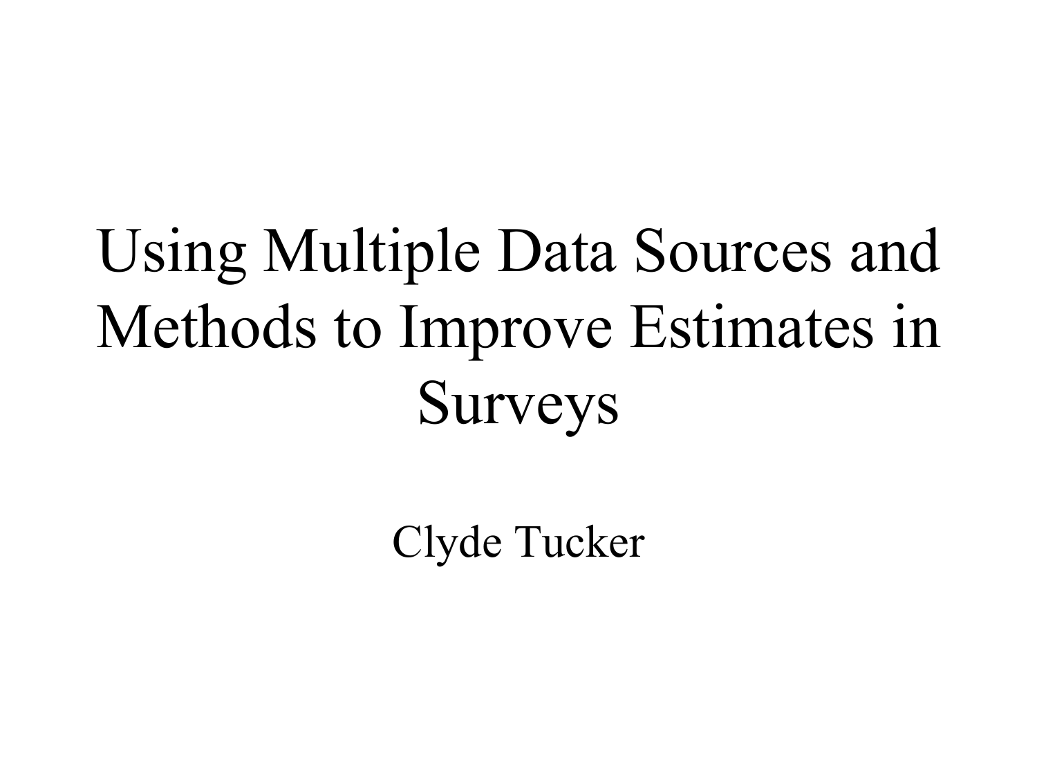# Using Multiple Data Sources and Methods to Improve Estimates in Surveys

Clyde Tucker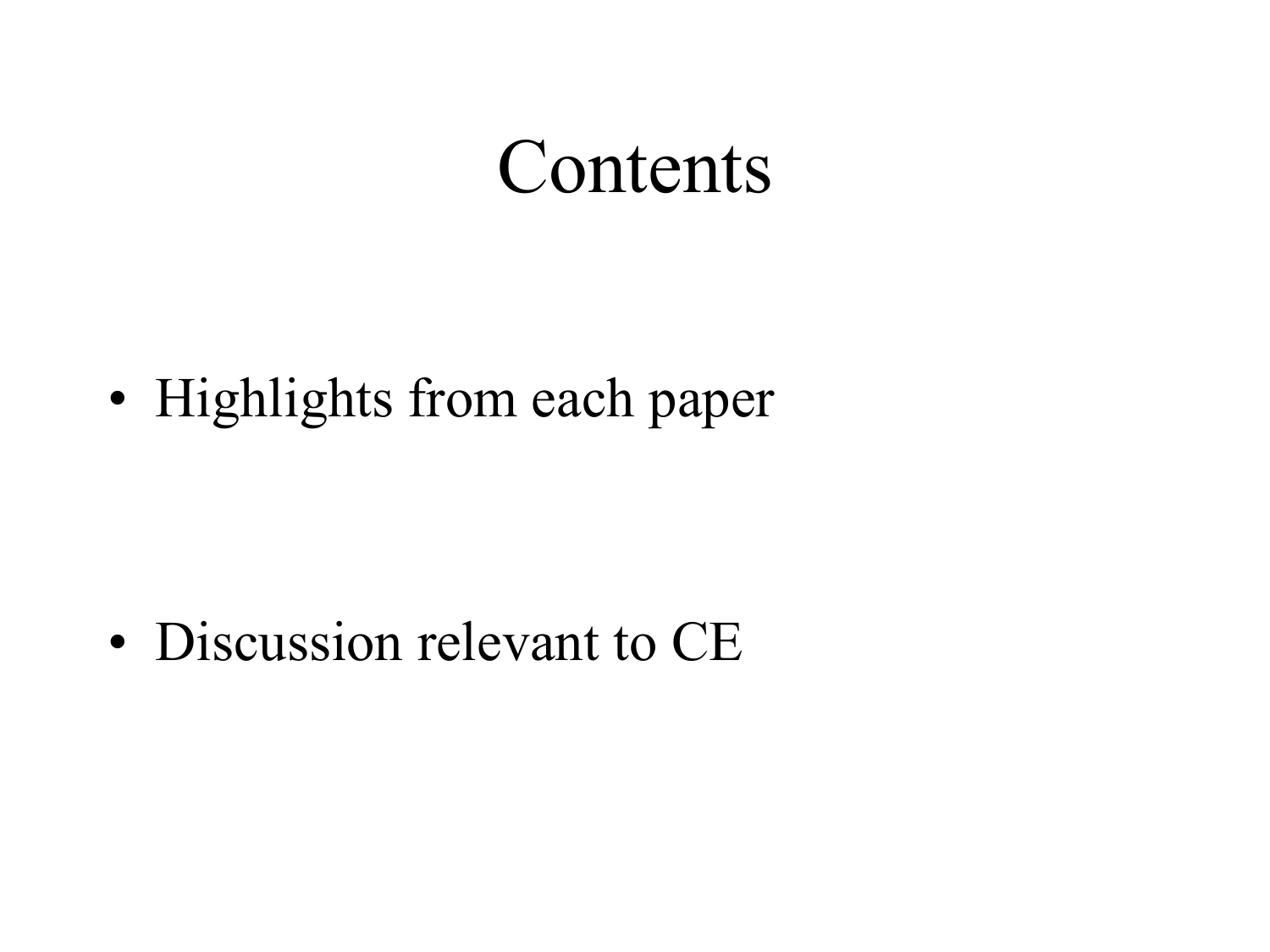# Contents

- Highlights from each paper

- Discussion relevant to CE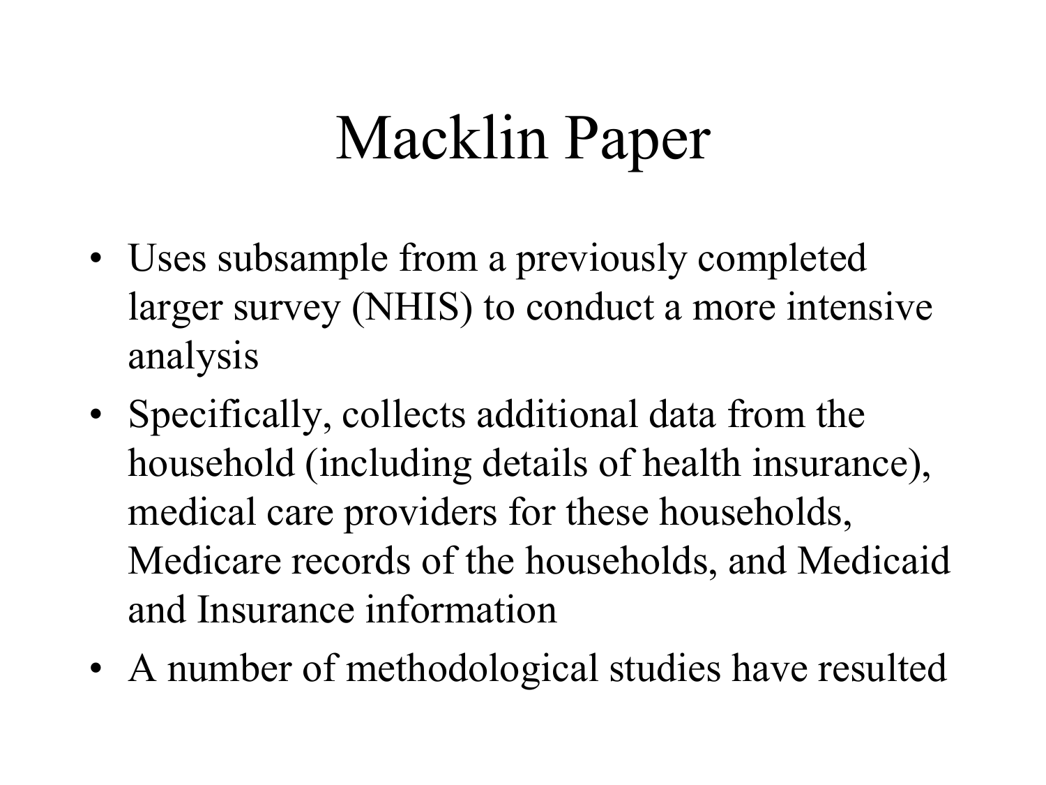# Macklin Paper

- Uses subsample from a previously completed larger survey (NHIS) to conduct a more intensive analysis
- Specifically, collects additional data from the household (including details of health insurance), medical care providers for these households, Medicare records of the households, and Medicaid and Insurance information
- A number of methodological studies have resulted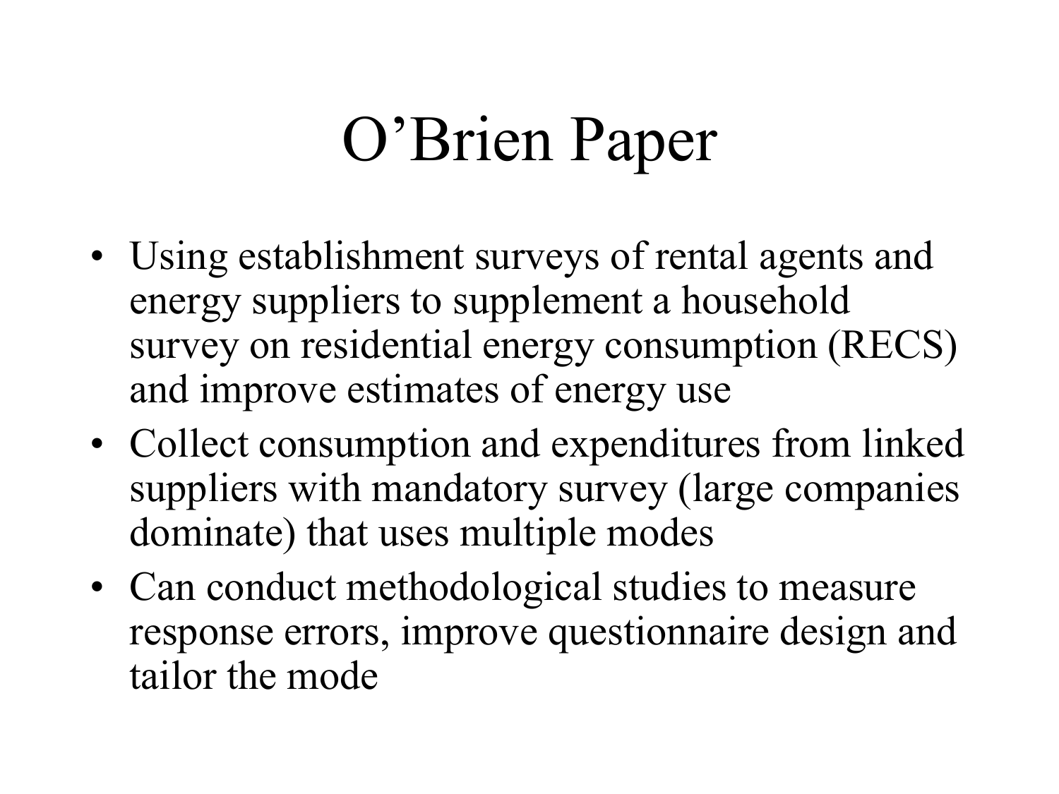# O'Brien Paper

- Using establishment surveys of rental agents and energy suppliers to supplement a household survey on residential energy consumption (RECS) and improve estimates of energy use
- Collect consumption and expenditures from linked suppliers with mandatory survey (large companies dominate) that uses multiple modes
- Can conduct methodological studies to measure response errors, improve questionnaire design and tailor the mode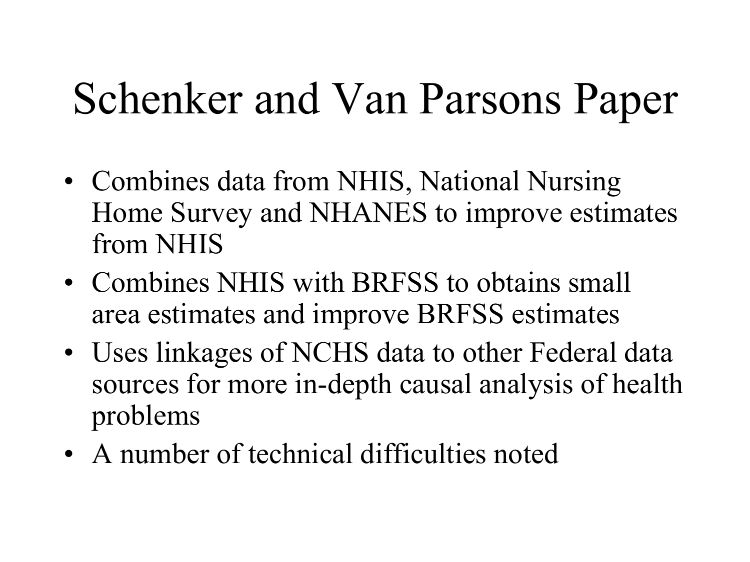# Schenker and Van Parsons Paper

- Combines data from NHIS, National Nursing Home Survey and NHANES to improve estimates from NHIS
- Combines NHIS with BRFSS to obtains small area estimates and improve BRFSS estimates
- Uses linkages of NCHS data to other Federal data sources for more in-depth causal analysis of health problems
- A number of technical difficulties noted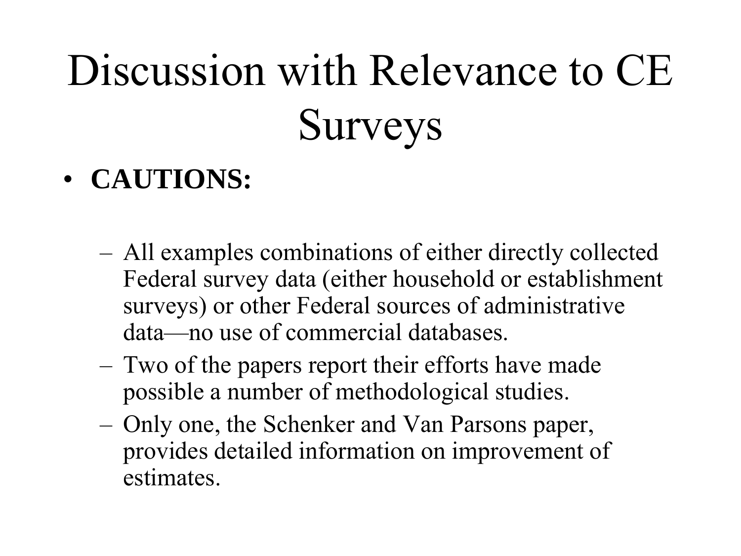# Discussion with Relevance to CE Surveys

- **CAUTIONS:**
  - All examples combinations of either directly collected Federal survey data (either household or establishment surveys) or other Federal sources of administrative data—no use of commercial databases.
  - Two of the papers report their efforts have made possible a number of methodological studies.
  - Only one, the Schenker and Van Parsons paper, provides detailed information on improvement of estimates.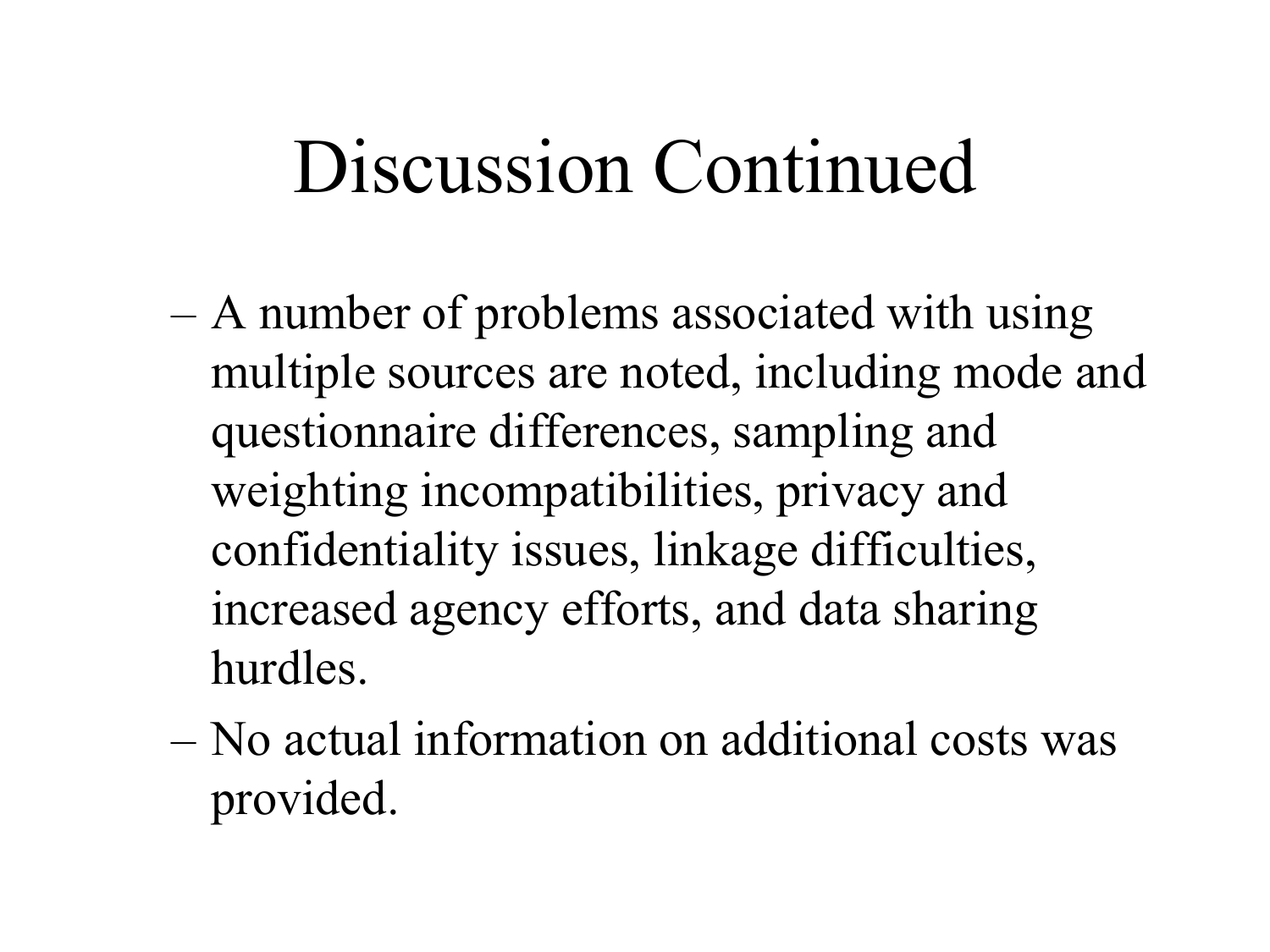# Discussion Continued

- A number of problems associated with using multiple sources are noted, including mode and questionnaire differences, sampling and weighting incompatibilities, privacy and confidentiality issues, linkage difficulties, increased agency efforts, and data sharing hurdles.
- No actual information on additional costs was provided.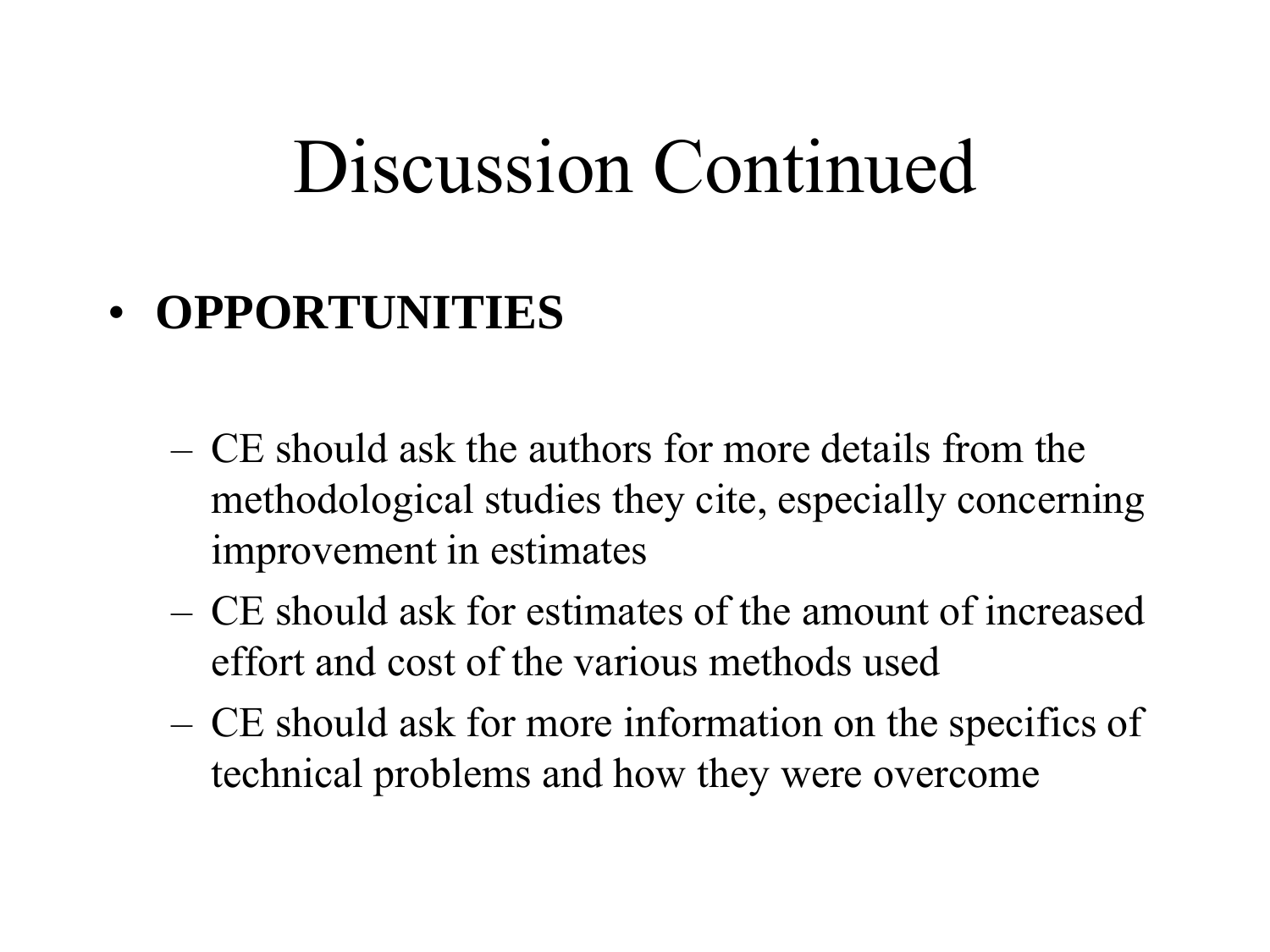# Discussion Continued

- **OPPORTUNITIES**
  - CE should ask the authors for more details from the methodological studies they cite, especially concerning improvement in estimates
  - CE should ask for estimates of the amount of increased effort and cost of the various methods used
  - CE should ask for more information on the specifics of technical problems and how they were overcome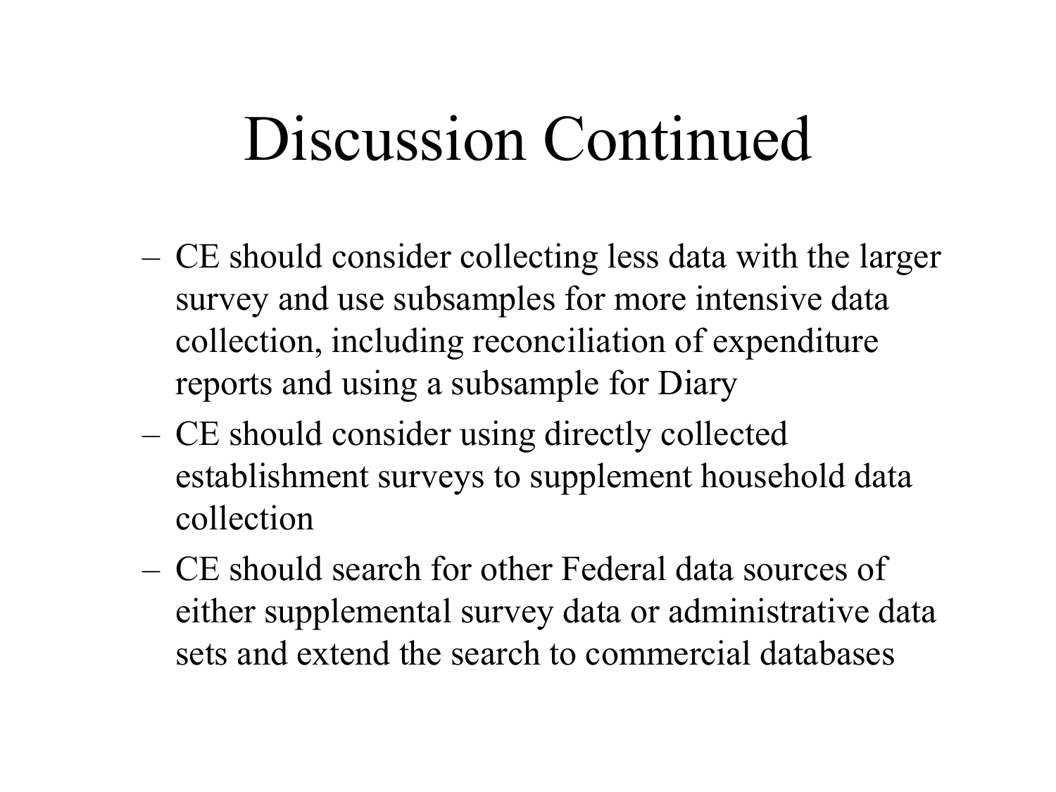# Discussion Continued

- CE should consider collecting less data with the larger survey and use subsamples for more intensive data collection, including reconciliation of expenditure reports and using a subsample for Diary
- CE should consider using directly collected establishment surveys to supplement household data collection
- CE should search for other Federal data sources of either supplemental survey data or administrative data sets and extend the search to commercial databases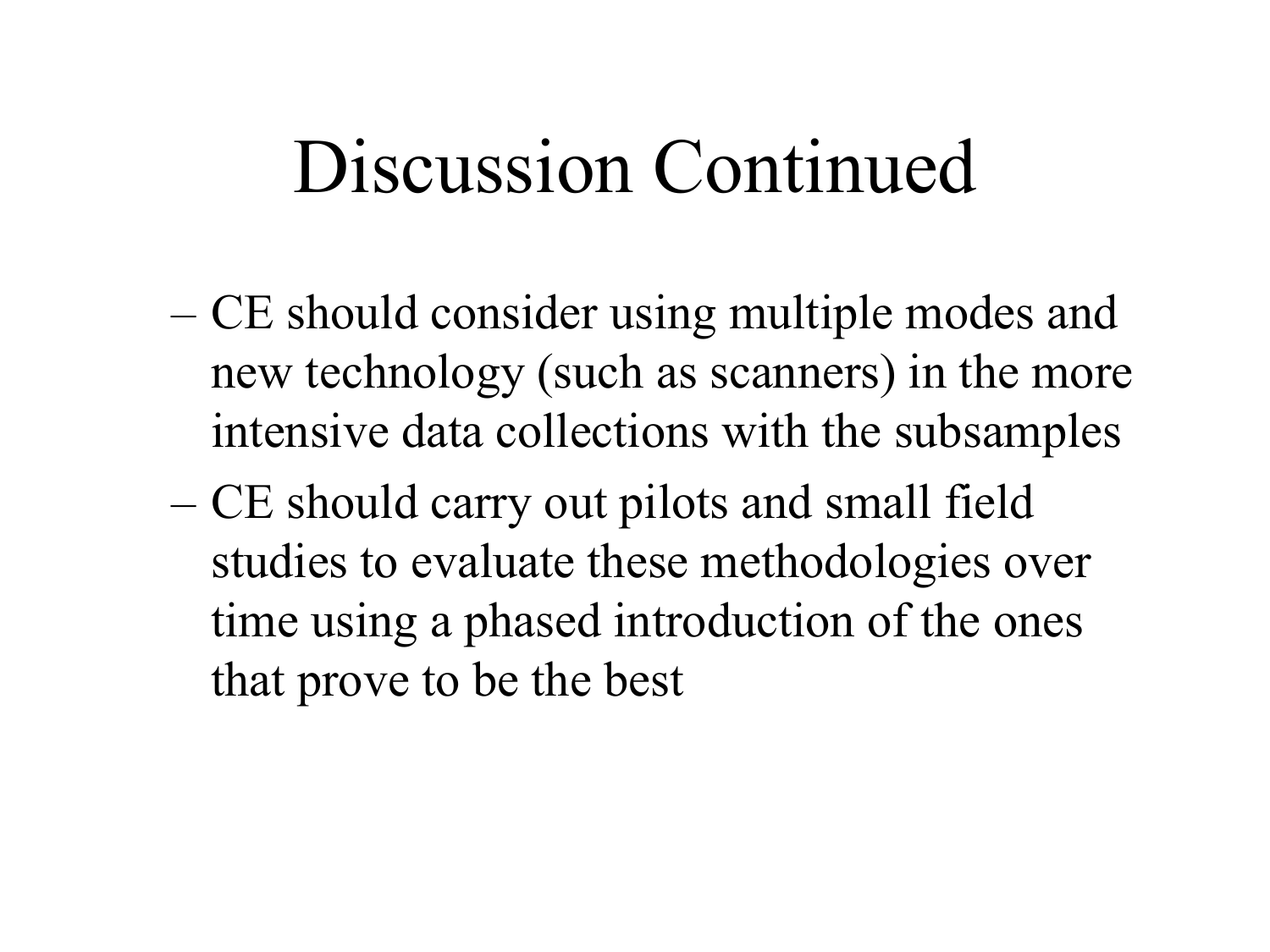# Discussion Continued

- CE should consider using multiple modes and new technology (such as scanners) in the more intensive data collections with the subsamples
- CE should carry out pilots and small field studies to evaluate these methodologies over time using a phased introduction of the ones that prove to be the best